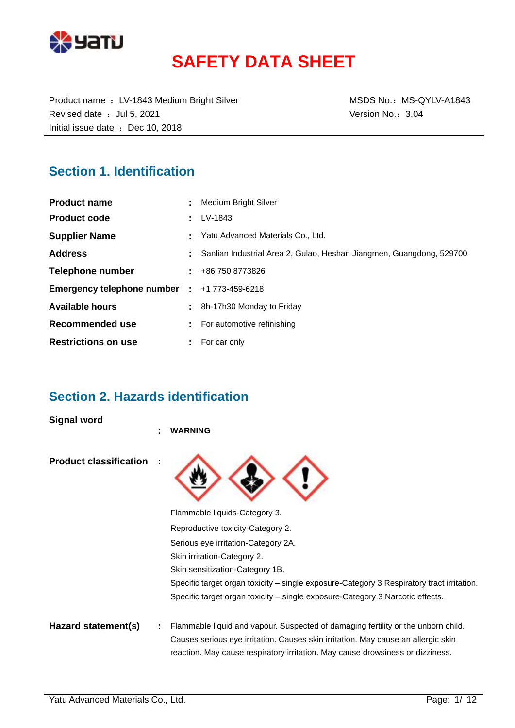# SAFETY DATA SHEET

Product name ： LV-1843 Medium Bright Silver
Revised date ： Jul 5, 2021
Initial issue date ： Dec 10, 2018

MSDS No.： MS-QYLV-A1843
Version No.： 3.04

## Section 1. Identification

| | | |
|---|---|---|
| **Product name** | : | Medium Bright Silver |
| **Product code** | : | LV-1843 |
| **Supplier Name** | : | Yatu Advanced Materials Co., Ltd. |
| **Address** | : | Sanlian Industrial Area 2, Gulao, Heshan Jiangmen, Guangdong, 529700 |
| **Telephone number** | : | +86 750 8773826 |
| **Emergency telephone number** | : | +1 773-459-6218 |
| **Available hours** | : | 8h-17h30 Monday to Friday |
| **Recommended use** | : | For automotive refinishing |
| **Restrictions on use** | : | For car only |

## Section 2. Hazards identification

**Signal word** : **WARNING**

**Product classification** :

Flammable liquids-Category 3.
Reproductive toxicity-Category 2.
Serious eye irritation-Category 2A.
Skin irritation-Category 2.
Skin sensitization-Category 1B.
Specific target organ toxicity – single exposure-Category 3 Respiratory tract irritation.
Specific target organ toxicity – single exposure-Category 3 Narcotic effects.

**Hazard statement(s)** : Flammable liquid and vapour. Suspected of damaging fertility or the unborn child. Causes serious eye irritation. Causes skin irritation. May cause an allergic skin reaction. May cause respiratory irritation. May cause drowsiness or dizziness.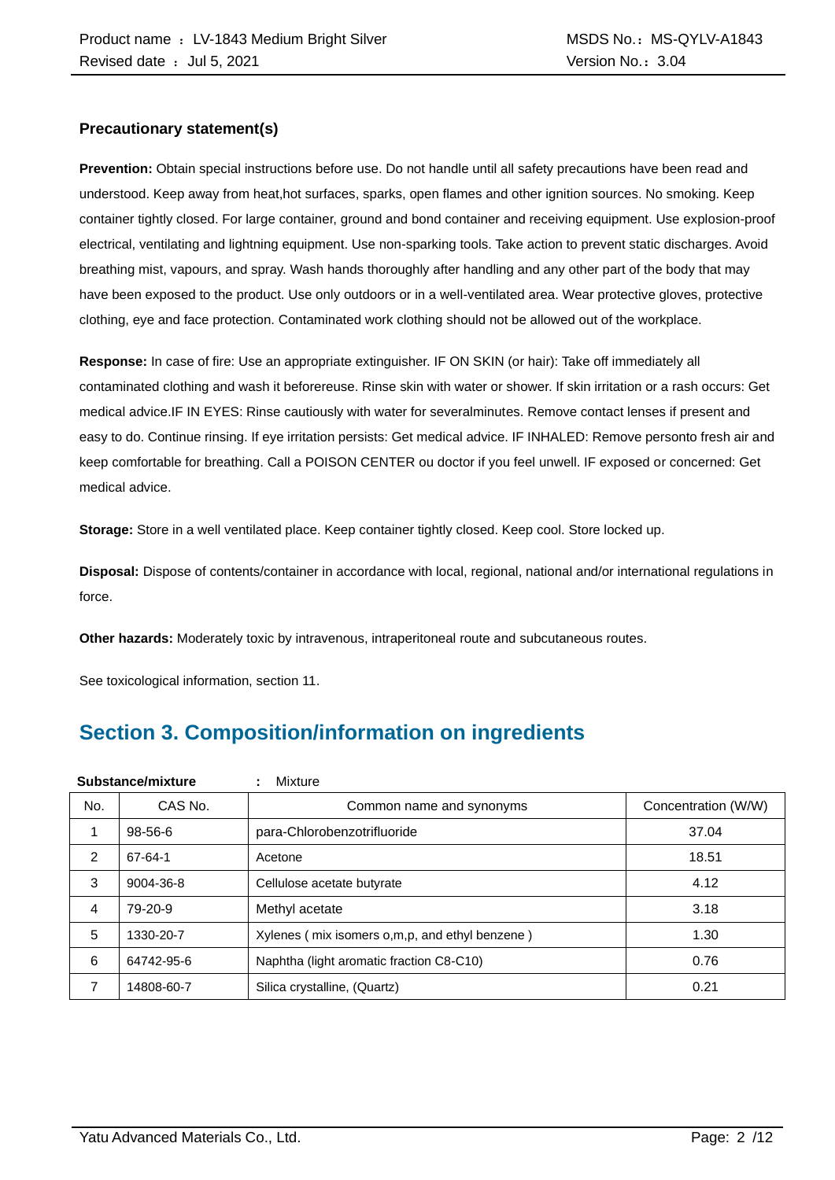### Precautionary statement(s)

**Prevention:** Obtain special instructions before use. Do not handle until all safety precautions have been read and understood. Keep away from heat,hot surfaces, sparks, open flames and other ignition sources. No smoking. Keep container tightly closed. For large container, ground and bond container and receiving equipment. Use explosion-proof electrical, ventilating and lightning equipment. Use non-sparking tools. Take action to prevent static discharges. Avoid breathing mist, vapours, and spray. Wash hands thoroughly after handling and any other part of the body that may have been exposed to the product. Use only outdoors or in a well-ventilated area. Wear protective gloves, protective clothing, eye and face protection. Contaminated work clothing should not be allowed out of the workplace.

**Response:** In case of fire: Use an appropriate extinguisher. IF ON SKIN (or hair): Take off immediately all contaminated clothing and wash it beforereuse. Rinse skin with water or shower. If skin irritation or a rash occurs: Get medical advice.IF IN EYES: Rinse cautiously with water for severalminutes. Remove contact lenses if present and easy to do. Continue rinsing. If eye irritation persists: Get medical advice. IF INHALED: Remove personto fresh air and keep comfortable for breathing. Call a POISON CENTER ou doctor if you feel unwell. IF exposed or concerned: Get medical advice.

**Storage:** Store in a well ventilated place. Keep container tightly closed. Keep cool. Store locked up.

**Disposal:** Dispose of contents/container in accordance with local, regional, national and/or international regulations in force.

**Other hazards:** Moderately toxic by intravenous, intraperitoneal route and subcutaneous routes.

See toxicological information, section 11.

## Section 3. Composition/information on ingredients

**Substance/mixture** : Mixture

| No. | CAS No. | Common name and synonyms | Concentration (W/W) |
|---|---|---|---|
| 1 | 98-56-6 | para-Chlorobenzotrifluoride | 37.04 |
| 2 | 67-64-1 | Acetone | 18.51 |
| 3 | 9004-36-8 | Cellulose acetate butyrate | 4.12 |
| 4 | 79-20-9 | Methyl acetate | 3.18 |
| 5 | 1330-20-7 | Xylenes ( mix isomers o,m,p, and ethyl benzene ) | 1.30 |
| 6 | 64742-95-6 | Naphtha (light aromatic fraction C8-C10) | 0.76 |
| 7 | 14808-60-7 | Silica crystalline, (Quartz) | 0.21 |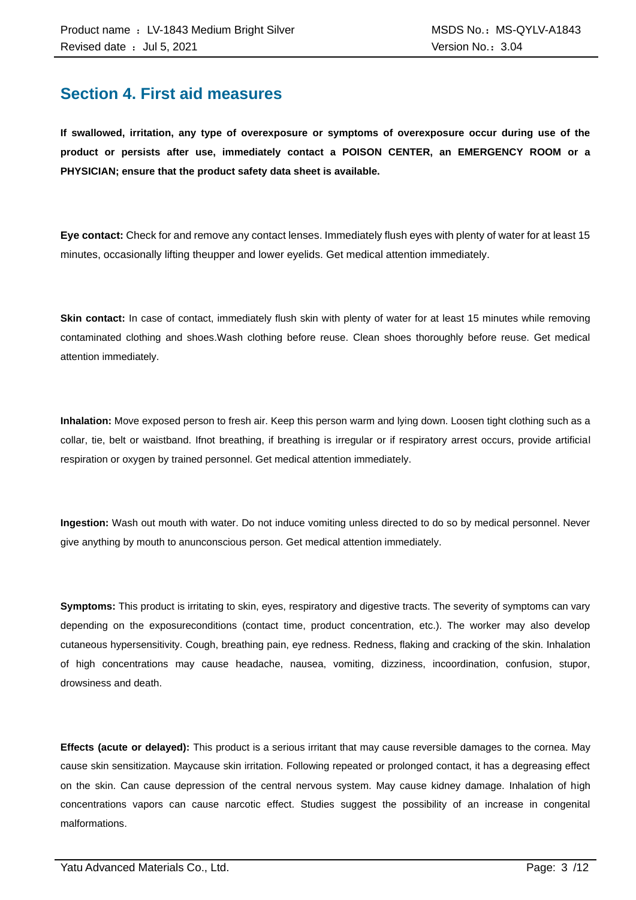## Section 4. First aid measures

**If swallowed, irritation, any type of overexposure or symptoms of overexposure occur during use of the product or persists after use, immediately contact a POISON CENTER, an EMERGENCY ROOM or a PHYSICIAN; ensure that the product safety data sheet is available.**

**Eye contact:** Check for and remove any contact lenses. Immediately flush eyes with plenty of water for at least 15 minutes, occasionally lifting theupper and lower eyelids. Get medical attention immediately.

**Skin contact:** In case of contact, immediately flush skin with plenty of water for at least 15 minutes while removing contaminated clothing and shoes.Wash clothing before reuse. Clean shoes thoroughly before reuse. Get medical attention immediately.

**Inhalation:** Move exposed person to fresh air. Keep this person warm and lying down. Loosen tight clothing such as a collar, tie, belt or waistband. Ifnot breathing, if breathing is irregular or if respiratory arrest occurs, provide artificial respiration or oxygen by trained personnel. Get medical attention immediately.

**Ingestion:** Wash out mouth with water. Do not induce vomiting unless directed to do so by medical personnel. Never give anything by mouth to anunconscious person. Get medical attention immediately.

**Symptoms:** This product is irritating to skin, eyes, respiratory and digestive tracts. The severity of symptoms can vary depending on the exposureconditions (contact time, product concentration, etc.). The worker may also develop cutaneous hypersensitivity. Cough, breathing pain, eye redness. Redness, flaking and cracking of the skin. Inhalation of high concentrations may cause headache, nausea, vomiting, dizziness, incoordination, confusion, stupor, drowsiness and death.

**Effects (acute or delayed):** This product is a serious irritant that may cause reversible damages to the cornea. May cause skin sensitization. Maycause skin irritation. Following repeated or prolonged contact, it has a degreasing effect on the skin. Can cause depression of the central nervous system. May cause kidney damage. Inhalation of high concentrations vapors can cause narcotic effect. Studies suggest the possibility of an increase in congenital malformations.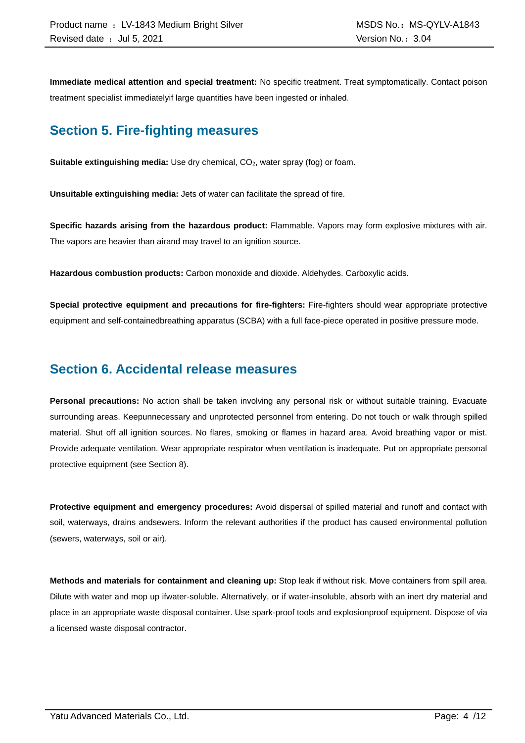**Immediate medical attention and special treatment:** No specific treatment. Treat symptomatically. Contact poison treatment specialist immediatelyif large quantities have been ingested or inhaled.

## Section 5. Fire-fighting measures

**Suitable extinguishing media:** Use dry chemical, $CO_2$, water spray (fog) or foam.

**Unsuitable extinguishing media:** Jets of water can facilitate the spread of fire.

**Specific hazards arising from the hazardous product:** Flammable. Vapors may form explosive mixtures with air. The vapors are heavier than airand may travel to an ignition source.

**Hazardous combustion products:** Carbon monoxide and dioxide. Aldehydes. Carboxylic acids.

**Special protective equipment and precautions for fire-fighters:** Fire-fighters should wear appropriate protective equipment and self-containedbreathing apparatus (SCBA) with a full face-piece operated in positive pressure mode.

## Section 6. Accidental release measures

**Personal precautions:** No action shall be taken involving any personal risk or without suitable training. Evacuate surrounding areas. Keepunnecessary and unprotected personnel from entering. Do not touch or walk through spilled material. Shut off all ignition sources. No flares, smoking or flames in hazard area. Avoid breathing vapor or mist. Provide adequate ventilation. Wear appropriate respirator when ventilation is inadequate. Put on appropriate personal protective equipment (see Section 8).

**Protective equipment and emergency procedures:** Avoid dispersal of spilled material and runoff and contact with soil, waterways, drains andsewers. Inform the relevant authorities if the product has caused environmental pollution (sewers, waterways, soil or air).

**Methods and materials for containment and cleaning up:** Stop leak if without risk. Move containers from spill area. Dilute with water and mop up ifwater-soluble. Alternatively, or if water-insoluble, absorb with an inert dry material and place in an appropriate waste disposal container. Use spark-proof tools and explosionproof equipment. Dispose of via a licensed waste disposal contractor.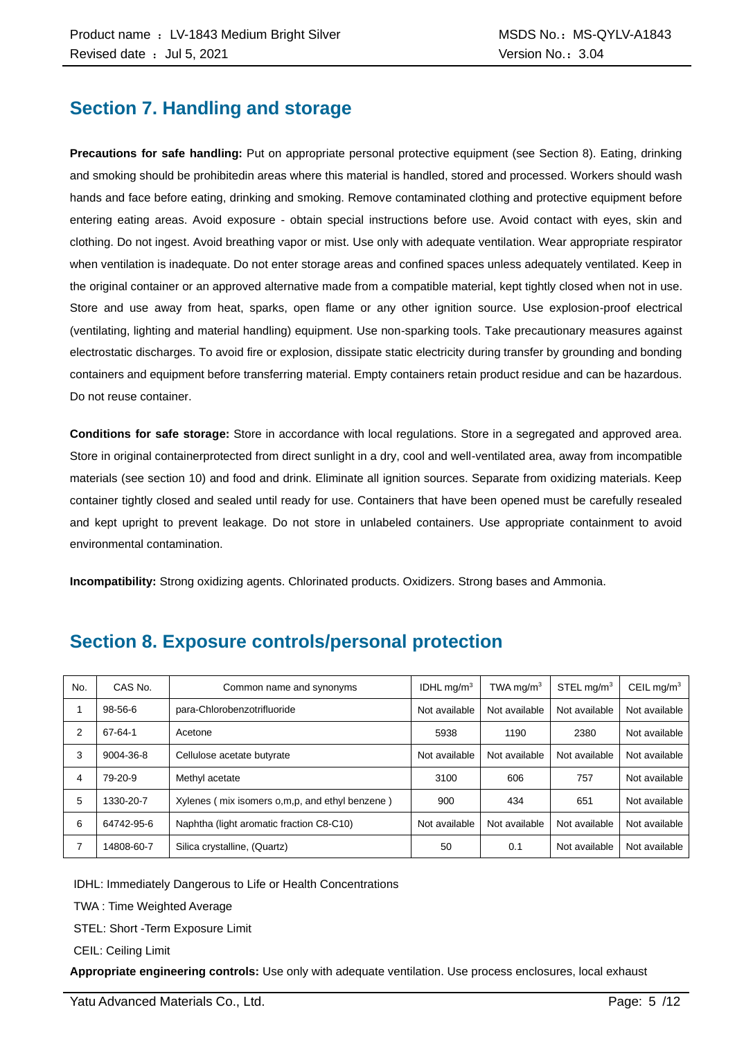## Section 7. Handling and storage

**Precautions for safe handling:** Put on appropriate personal protective equipment (see Section 8). Eating, drinking and smoking should be prohibitedin areas where this material is handled, stored and processed. Workers should wash hands and face before eating, drinking and smoking. Remove contaminated clothing and protective equipment before entering eating areas. Avoid exposure - obtain special instructions before use. Avoid contact with eyes, skin and clothing. Do not ingest. Avoid breathing vapor or mist. Use only with adequate ventilation. Wear appropriate respirator when ventilation is inadequate. Do not enter storage areas and confined spaces unless adequately ventilated. Keep in the original container or an approved alternative made from a compatible material, kept tightly closed when not in use. Store and use away from heat, sparks, open flame or any other ignition source. Use explosion-proof electrical (ventilating, lighting and material handling) equipment. Use non-sparking tools. Take precautionary measures against electrostatic discharges. To avoid fire or explosion, dissipate static electricity during transfer by grounding and bonding containers and equipment before transferring material. Empty containers retain product residue and can be hazardous. Do not reuse container.

**Conditions for safe storage:** Store in accordance with local regulations. Store in a segregated and approved area. Store in original containerprotected from direct sunlight in a dry, cool and well-ventilated area, away from incompatible materials (see section 10) and food and drink. Eliminate all ignition sources. Separate from oxidizing materials. Keep container tightly closed and sealed until ready for use. Containers that have been opened must be carefully resealed and kept upright to prevent leakage. Do not store in unlabeled containers. Use appropriate containment to avoid environmental contamination.

**Incompatibility:** Strong oxidizing agents. Chlorinated products. Oxidizers. Strong bases and Ammonia.

## Section 8. Exposure controls/personal protection

| No. | CAS No. | Common name and synonyms | IDHL mg/m$^3$ | TWA mg/m$^3$ | STEL mg/m$^3$ | CEIL mg/m$^3$ |
|---|---|---|---|---|---|---|
| 1 | 98-56-6 | para-Chlorobenzotrifluoride | Not available | Not available | Not available | Not available |
| 2 | 67-64-1 | Acetone | 5938 | 1190 | 2380 | Not available |
| 3 | 9004-36-8 | Cellulose acetate butyrate | Not available | Not available | Not available | Not available |
| 4 | 79-20-9 | Methyl acetate | 3100 | 606 | 757 | Not available |
| 5 | 1330-20-7 | Xylenes ( mix isomers o,m,p, and ethyl benzene ) | 900 | 434 | 651 | Not available |
| 6 | 64742-95-6 | Naphtha (light aromatic fraction C8-C10) | Not available | Not available | Not available | Not available |
| 7 | 14808-60-7 | Silica crystalline, (Quartz) | 50 | 0.1 | Not available | Not available |

IDHL: Immediately Dangerous to Life or Health Concentrations

TWA : Time Weighted Average

STEL: Short -Term Exposure Limit

CEIL: Ceiling Limit

**Appropriate engineering controls:** Use only with adequate ventilation. Use process enclosures, local exhaust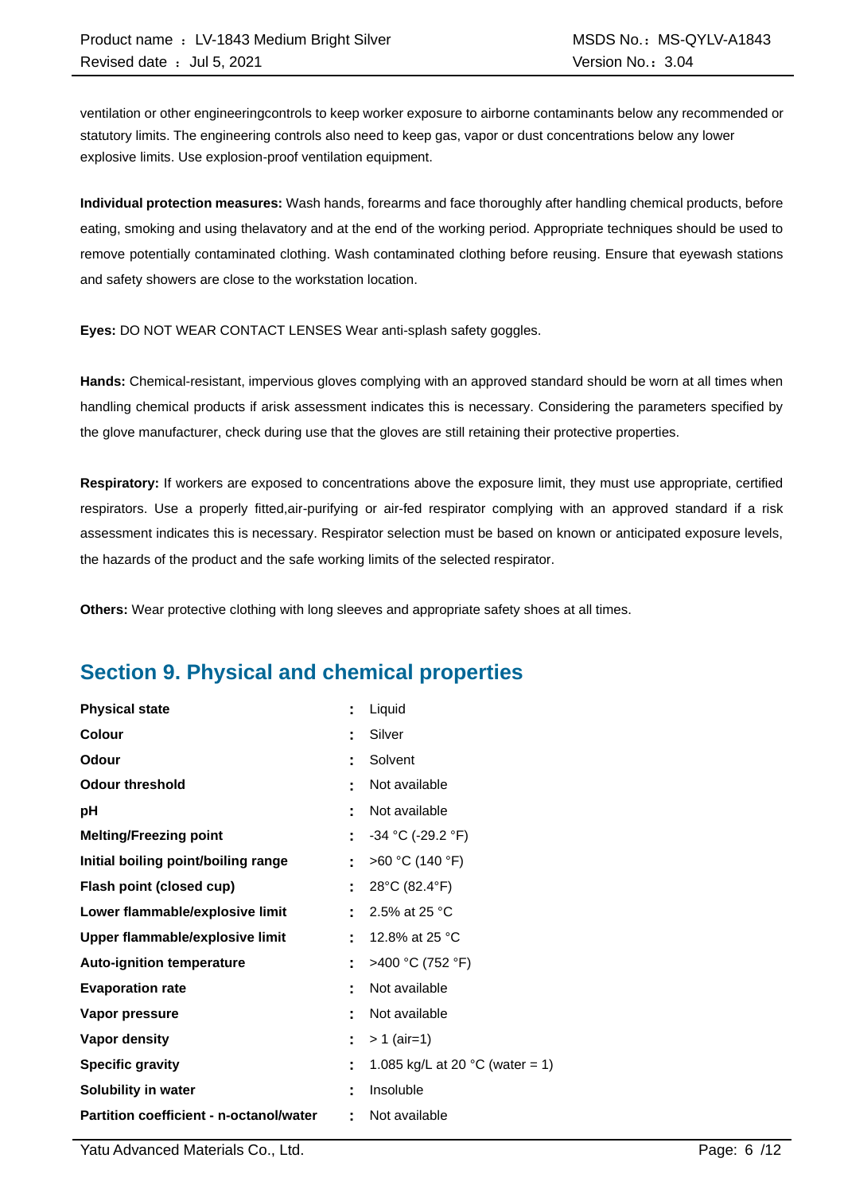ventilation or other engineeringcontrols to keep worker exposure to airborne contaminants below any recommended or statutory limits. The engineering controls also need to keep gas, vapor or dust concentrations below any lower explosive limits. Use explosion-proof ventilation equipment.

**Individual protection measures:** Wash hands, forearms and face thoroughly after handling chemical products, before eating, smoking and using thelavatory and at the end of the working period. Appropriate techniques should be used to remove potentially contaminated clothing. Wash contaminated clothing before reusing. Ensure that eyewash stations and safety showers are close to the workstation location.

**Eyes:** DO NOT WEAR CONTACT LENSES Wear anti-splash safety goggles.

**Hands:** Chemical-resistant, impervious gloves complying with an approved standard should be worn at all times when handling chemical products if arisk assessment indicates this is necessary. Considering the parameters specified by the glove manufacturer, check during use that the gloves are still retaining their protective properties.

**Respiratory:** If workers are exposed to concentrations above the exposure limit, they must use appropriate, certified respirators. Use a properly fitted,air-purifying or air-fed respirator complying with an approved standard if a risk assessment indicates this is necessary. Respirator selection must be based on known or anticipated exposure levels, the hazards of the product and the safe working limits of the selected respirator.

**Others:** Wear protective clothing with long sleeves and appropriate safety shoes at all times.

## Section 9. Physical and chemical properties

| | | |
|---|---|---|
| **Physical state** | : | Liquid |
| **Colour** | : | Silver |
| **Odour** | : | Solvent |
| **Odour threshold** | : | Not available |
| **pH** | : | Not available |
| **Melting/Freezing point** | : | -34 °C (-29.2 °F) |
| **Initial boiling point/boiling range** | : | >60 °C (140 °F) |
| **Flash point (closed cup)** | : | 28°C (82.4°F) |
| **Lower flammable/explosive limit** | : | 2.5% at 25 °C |
| **Upper flammable/explosive limit** | : | 12.8% at 25 °C |
| **Auto-ignition temperature** | : | >400 °C (752 °F) |
| **Evaporation rate** | : | Not available |
| **Vapor pressure** | : | Not available |
| **Vapor density** | : | > 1 (air=1) |
| **Specific gravity** | : | 1.085 kg/L at 20 °C (water = 1) |
| **Solubility in water** | : | Insoluble |
| **Partition coefficient - n-octanol/water** | : | Not available |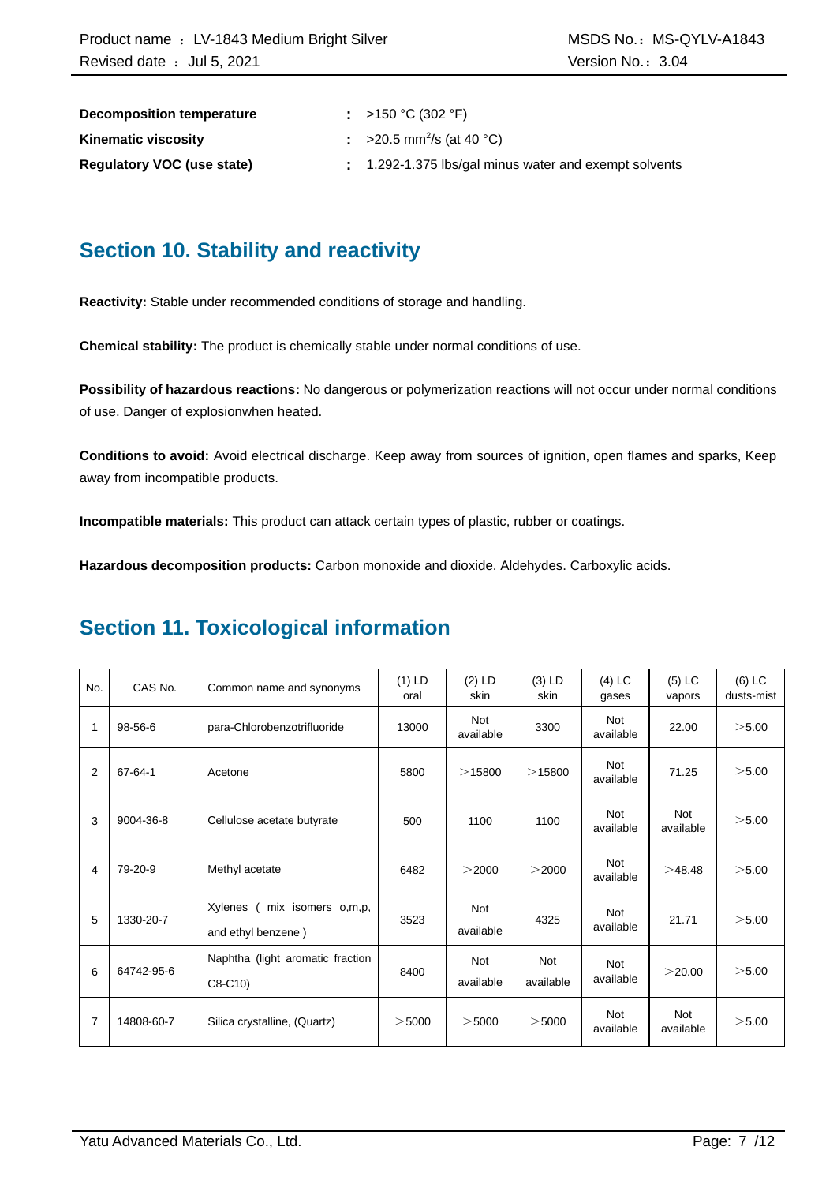**Decomposition temperature** : >150 °C (302 °F)

**Kinematic viscosity** : >20.5 $mm^2/s$ (at 40 °C)

**Regulatory VOC (use state)** : 1.292-1.375 lbs/gal minus water and exempt solvents

## Section 10. Stability and reactivity

**Reactivity:** Stable under recommended conditions of storage and handling.

**Chemical stability:** The product is chemically stable under normal conditions of use.

**Possibility of hazardous reactions:** No dangerous or polymerization reactions will not occur under normal conditions of use. Danger of explosionwhen heated.

**Conditions to avoid:** Avoid electrical discharge. Keep away from sources of ignition, open flames and sparks, Keep away from incompatible products.

**Incompatible materials:** This product can attack certain types of plastic, rubber or coatings.

**Hazardous decomposition products:** Carbon monoxide and dioxide. Aldehydes. Carboxylic acids.

## Section 11. Toxicological information

| No. | CAS No. | Common name and synonyms | (1) LD oral | (2) LD skin | (3) LD skin | (4) LC gases | (5) LC vapors | (6) LC dusts-mist |
|---|---|---|---|---|---|---|---|---|
| 1 | 98-56-6 | para-Chlorobenzotrifluoride | 13000 | Not available | 3300 | Not available | 22.00 | ＞5.00 |
| 2 | 67-64-1 | Acetone | 5800 | ＞15800 | ＞15800 | Not available | 71.25 | ＞5.00 |
| 3 | 9004-36-8 | Cellulose acetate butyrate | 500 | 1100 | 1100 | Not available | Not available | ＞5.00 |
| 4 | 79-20-9 | Methyl acetate | 6482 | ＞2000 | ＞2000 | Not available | ＞48.48 | ＞5.00 |
| 5 | 1330-20-7 | Xylenes ( mix isomers o,m,p, and ethyl benzene ) | 3523 | Not available | 4325 | Not available | 21.71 | ＞5.00 |
| 6 | 64742-95-6 | Naphtha (light aromatic fraction C8-C10) | 8400 | Not available | Not available | Not available | ＞20.00 | ＞5.00 |
| 7 | 14808-60-7 | Silica crystalline, (Quartz) | ＞5000 | ＞5000 | ＞5000 | Not available | Not available | ＞5.00 |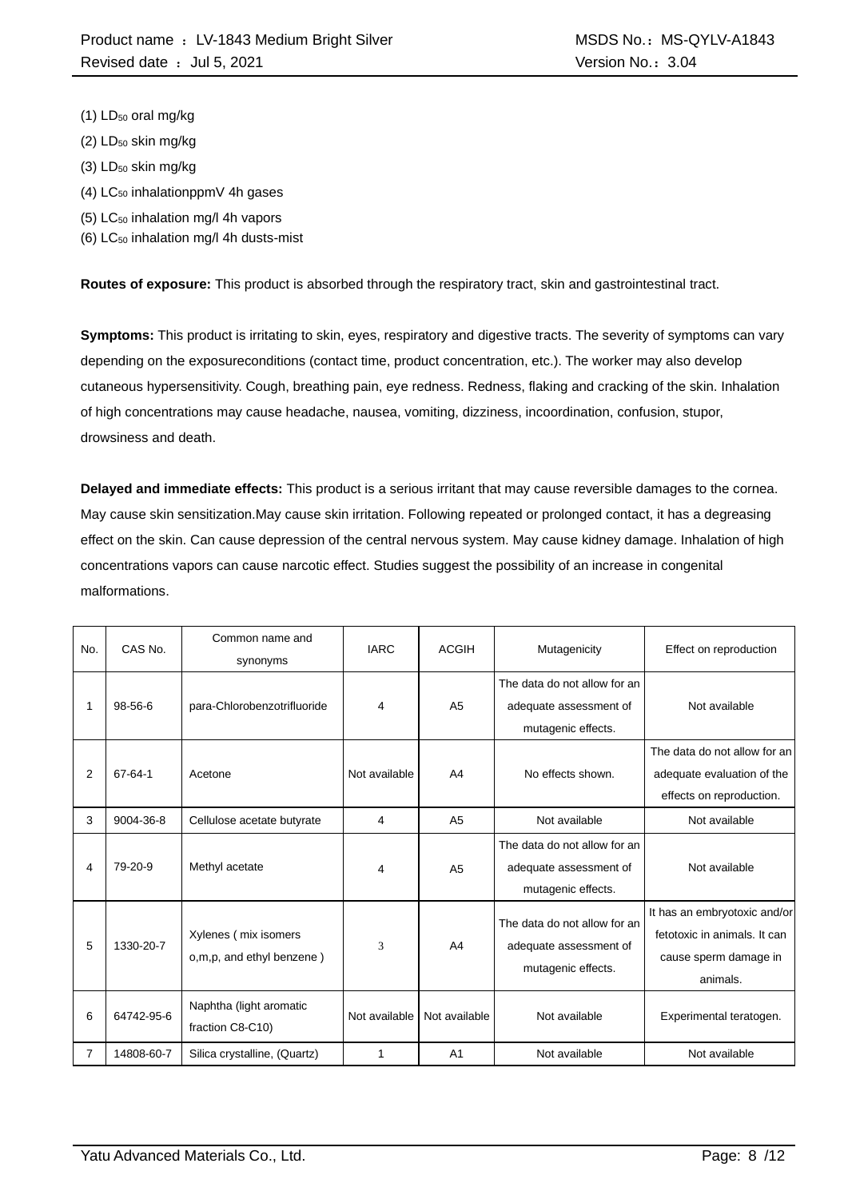(1) $LD_{50}$ oral mg/kg

(2) $LD_{50}$ skin mg/kg

(3) $LD_{50}$ skin mg/kg

(4) $LC_{50}$ inhalationppmV 4h gases

(5) $LC_{50}$ inhalation mg/l 4h vapors

(6) $LC_{50}$ inhalation mg/l 4h dusts-mist

**Routes of exposure:** This product is absorbed through the respiratory tract, skin and gastrointestinal tract.

**Symptoms:** This product is irritating to skin, eyes, respiratory and digestive tracts. The severity of symptoms can vary depending on the exposureconditions (contact time, product concentration, etc.). The worker may also develop cutaneous hypersensitivity. Cough, breathing pain, eye redness. Redness, flaking and cracking of the skin. Inhalation of high concentrations may cause headache, nausea, vomiting, dizziness, incoordination, confusion, stupor, drowsiness and death.

**Delayed and immediate effects:** This product is a serious irritant that may cause reversible damages to the cornea. May cause skin sensitization.May cause skin irritation. Following repeated or prolonged contact, it has a degreasing effect on the skin. Can cause depression of the central nervous system. May cause kidney damage. Inhalation of high concentrations vapors can cause narcotic effect. Studies suggest the possibility of an increase in congenital malformations.

| No. | CAS No. | Common name and synonyms | IARC | ACGIH | Mutagenicity | Effect on reproduction |
|---|---|---|---|---|---|---|
| 1 | 98-56-6 | para-Chlorobenzotrifluoride | 4 | A5 | The data do not allow for an adequate assessment of mutagenic effects. | Not available |
| 2 | 67-64-1 | Acetone | Not available | A4 | No effects shown. | The data do not allow for an adequate evaluation of the effects on reproduction. |
| 3 | 9004-36-8 | Cellulose acetate butyrate | 4 | A5 | Not available | Not available |
| 4 | 79-20-9 | Methyl acetate | 4 | A5 | The data do not allow for an adequate assessment of mutagenic effects. | Not available |
| 5 | 1330-20-7 | Xylenes ( mix isomers o,m,p, and ethyl benzene ) | 3 | A4 | The data do not allow for an adequate assessment of mutagenic effects. | It has an embryotoxic and/or fetotoxic in animals. It can cause sperm damage in animals. |
| 6 | 64742-95-6 | Naphtha (light aromatic fraction C8-C10) | Not available | Not available | Not available | Experimental teratogen. |
| 7 | 14808-60-7 | Silica crystalline, (Quartz) | 1 | A1 | Not available | Not available |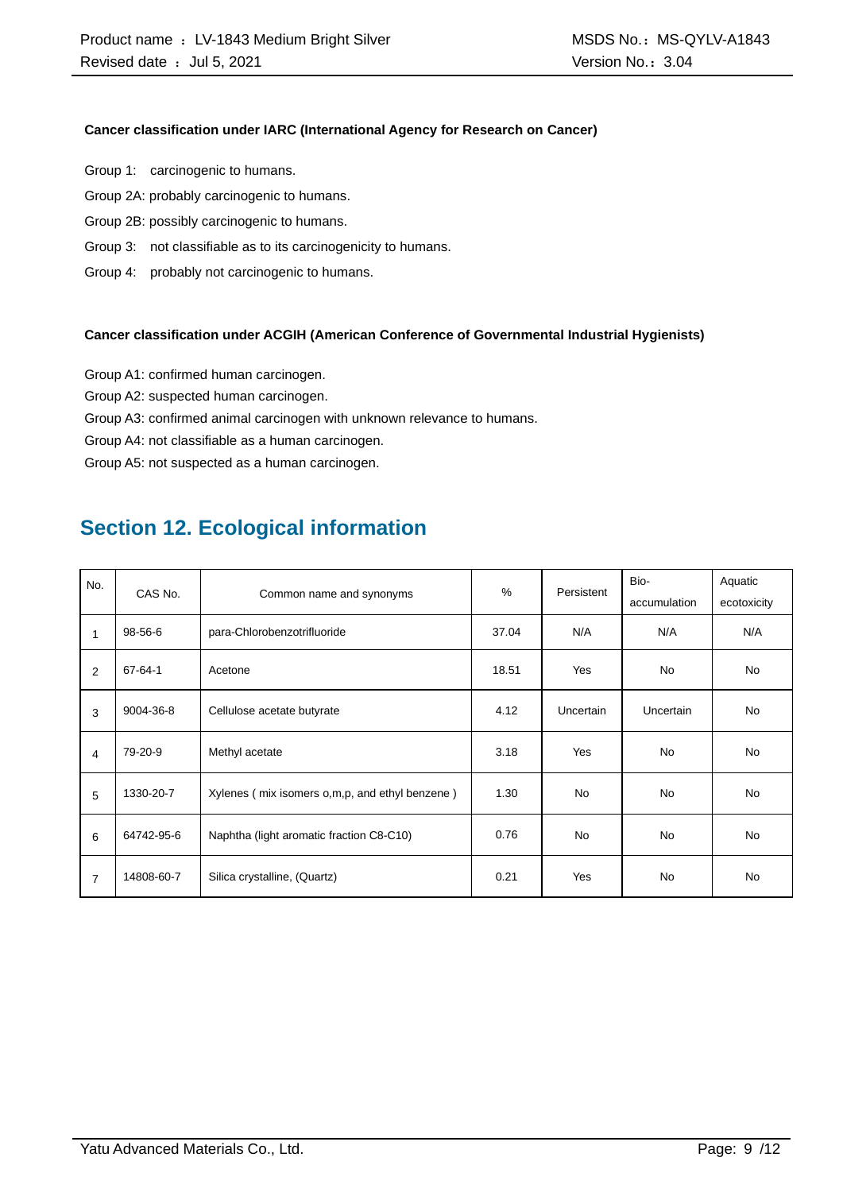**Cancer classification under IARC (International Agency for Research on Cancer)**

Group 1: carcinogenic to humans.

Group 2A: probably carcinogenic to humans.

Group 2B: possibly carcinogenic to humans.

Group 3: not classifiable as to its carcinogenicity to humans.

Group 4: probably not carcinogenic to humans.

**Cancer classification under ACGIH (American Conference of Governmental Industrial Hygienists)**

Group A1: confirmed human carcinogen.

Group A2: suspected human carcinogen.

Group A3: confirmed animal carcinogen with unknown relevance to humans.

Group A4: not classifiable as a human carcinogen.

Group A5: not suspected as a human carcinogen.

## Section 12. Ecological information

| No. | CAS No. | Common name and synonyms | % | Persistent | Bio-accumulation | Aquatic ecotoxicity |
|---|---|---|---|---|---|---|
| 1 | 98-56-6 | para-Chlorobenzotrifluoride | 37.04 | N/A | N/A | N/A |
| 2 | 67-64-1 | Acetone | 18.51 | Yes | No | No |
| 3 | 9004-36-8 | Cellulose acetate butyrate | 4.12 | Uncertain | Uncertain | No |
| 4 | 79-20-9 | Methyl acetate | 3.18 | Yes | No | No |
| 5 | 1330-20-7 | Xylenes ( mix isomers o,m,p, and ethyl benzene ) | 1.30 | No | No | No |
| 6 | 64742-95-6 | Naphtha (light aromatic fraction C8-C10) | 0.76 | No | No | No |
| 7 | 14808-60-7 | Silica crystalline, (Quartz) | 0.21 | Yes | No | No |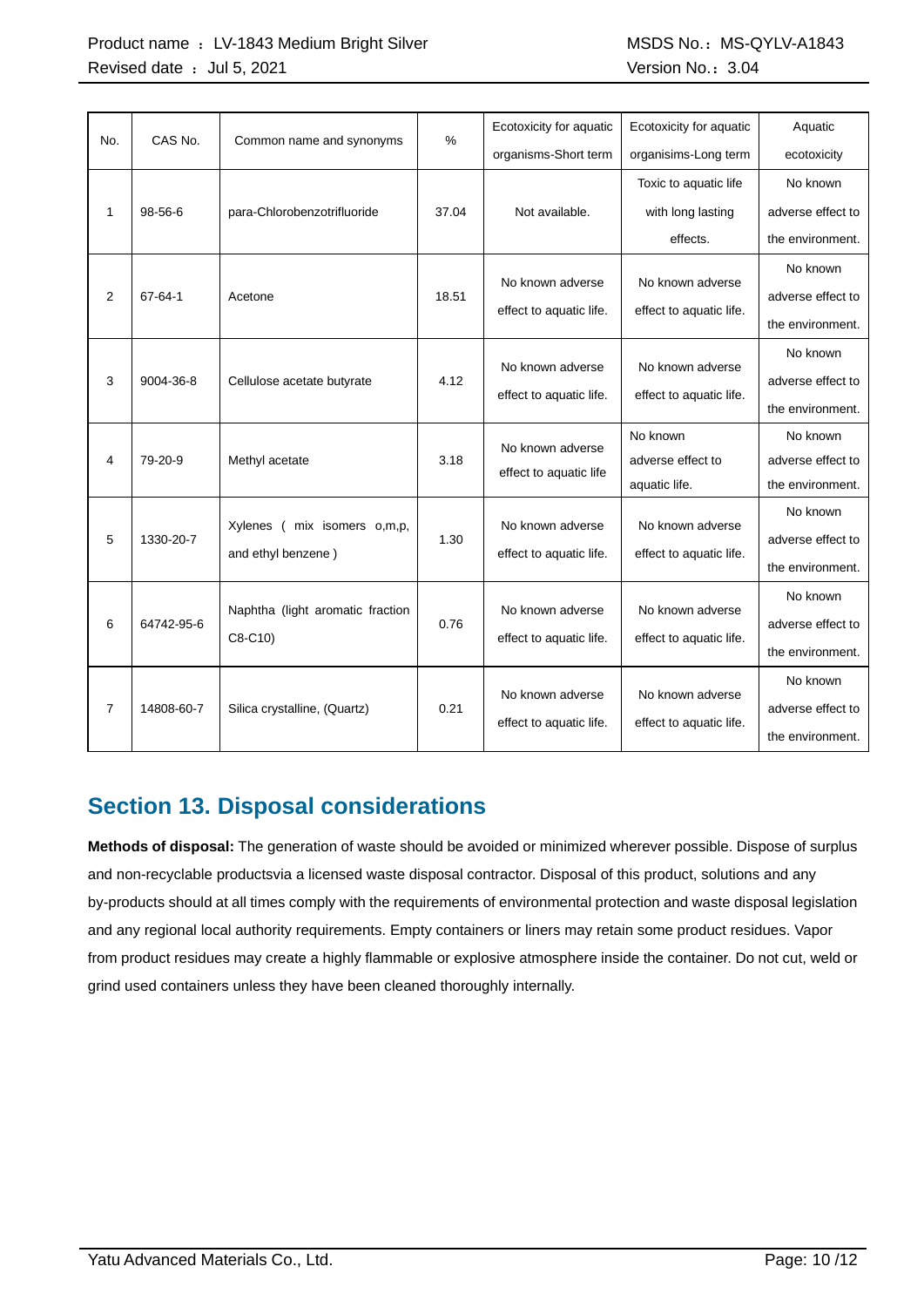| No. | CAS No. | Common name and synonyms | % | Ecotoxicity for aquatic organisms-Short term | Ecotoxicity for aquatic organisims-Long term | Aquatic ecotoxicity |
| --- | --- | --- | --- | --- | --- | --- |
| 1 | 98-56-6 | para-Chlorobenzotrifluoride | 37.04 | Not available. | Toxic to aquatic life with long lasting effects. | No known adverse effect to the environment. |
| 2 | 67-64-1 | Acetone | 18.51 | No known adverse effect to aquatic life. | No known adverse effect to aquatic life. | No known adverse effect to the environment. |
| 3 | 9004-36-8 | Cellulose acetate butyrate | 4.12 | No known adverse effect to aquatic life. | No known adverse effect to aquatic life. | No known adverse effect to the environment. |
| 4 | 79-20-9 | Methyl acetate | 3.18 | No known adverse effect to aquatic life | No known adverse effect to aquatic life. | No known adverse effect to the environment. |
| 5 | 1330-20-7 | Xylenes ( mix isomers o,m,p, and ethyl benzene ) | 1.30 | No known adverse effect to aquatic life. | No known adverse effect to aquatic life. | No known adverse effect to the environment. |
| 6 | 64742-95-6 | Naphtha (light aromatic fraction C8-C10) | 0.76 | No known adverse effect to aquatic life. | No known adverse effect to aquatic life. | No known adverse effect to the environment. |
| 7 | 14808-60-7 | Silica crystalline, (Quartz) | 0.21 | No known adverse effect to aquatic life. | No known adverse effect to aquatic life. | No known adverse effect to the environment. |

## Section 13. Disposal considerations

**Methods of disposal:** The generation of waste should be avoided or minimized wherever possible. Dispose of surplus and non-recyclable productsvia a licensed waste disposal contractor. Disposal of this product, solutions and any by-products should at all times comply with the requirements of environmental protection and waste disposal legislation and any regional local authority requirements. Empty containers or liners may retain some product residues. Vapor from product residues may create a highly flammable or explosive atmosphere inside the container. Do not cut, weld or grind used containers unless they have been cleaned thoroughly internally.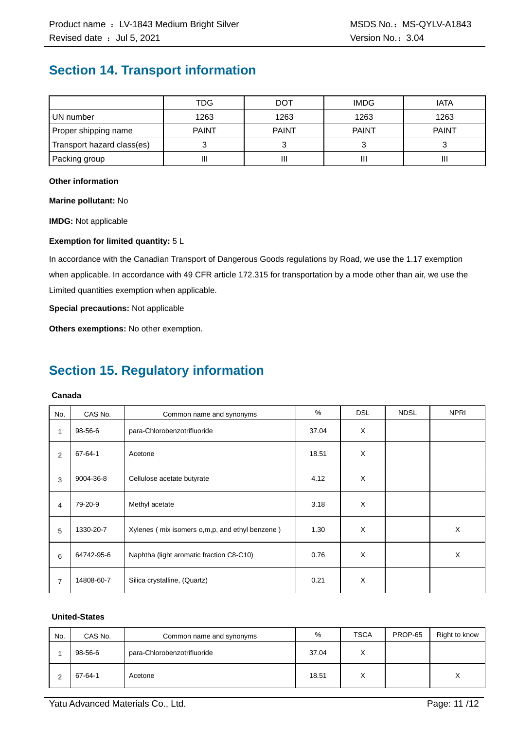## Section 14. Transport information

| | TDG | DOT | IMDG | IATA |
|---|---|---|---|---|
| UN number | 1263 | 1263 | 1263 | 1263 |
| Proper shipping name | PAINT | PAINT | PAINT | PAINT |
| Transport hazard class(es) | 3 | 3 | 3 | 3 |
| Packing group | III | III | III | III |

**Other information**

**Marine pollutant:** No

**IMDG:** Not applicable

**Exemption for limited quantity:** 5 L

In accordance with the Canadian Transport of Dangerous Goods regulations by Road, we use the 1.17 exemption when applicable. In accordance with 49 CFR article 172.315 for transportation by a mode other than air, we use the Limited quantities exemption when applicable.

**Special precautions:** Not applicable

**Others exemptions:** No other exemption.

## Section 15. Regulatory information

**Canada**

| No. | CAS No. | Common name and synonyms | % | DSL | NDSL | NPRI |
|---|---|---|---|---|---|---|
| 1 | 98-56-6 | para-Chlorobenzotrifluoride | 37.04 | X | | |
| 2 | 67-64-1 | Acetone | 18.51 | X | | |
| 3 | 9004-36-8 | Cellulose acetate butyrate | 4.12 | X | | |
| 4 | 79-20-9 | Methyl acetate | 3.18 | X | | |
| 5 | 1330-20-7 | Xylenes ( mix isomers o,m,p, and ethyl benzene ) | 1.30 | X | | X |
| 6 | 64742-95-6 | Naphtha (light aromatic fraction C8-C10) | 0.76 | X | | X |
| 7 | 14808-60-7 | Silica crystalline, (Quartz) | 0.21 | X | | |

**United-States**

| No. | CAS No. | Common name and synonyms | % | TSCA | PROP-65 | Right to know |
|---|---|---|---|---|---|---|
| 1 | 98-56-6 | para-Chlorobenzotrifluoride | 37.04 | X | | |
| 2 | 67-64-1 | Acetone | 18.51 | X | | X |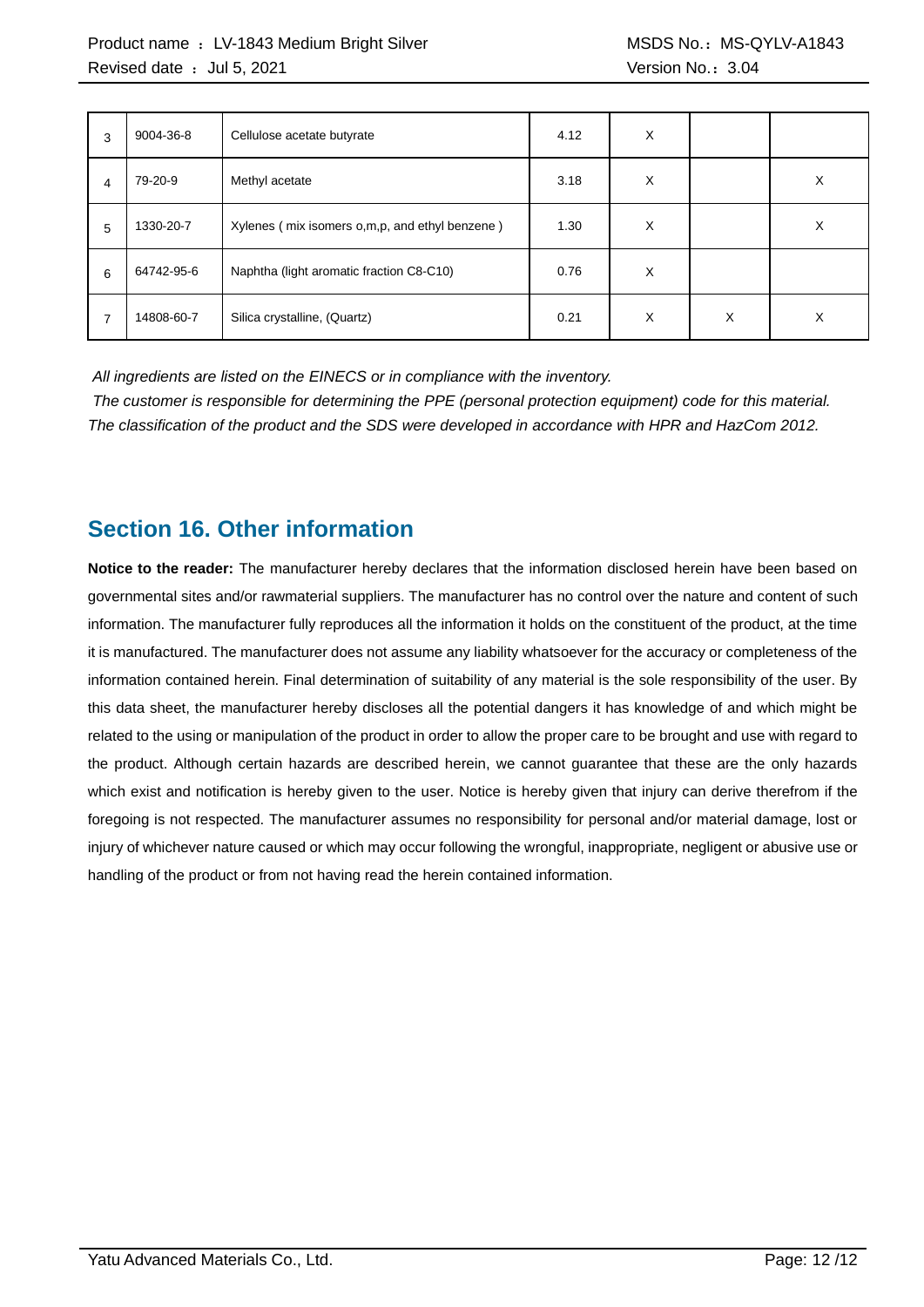| | | | | | | |
|---|---|---|---|---|---|---|
| 3 | 9004-36-8 | Cellulose acetate butyrate | 4.12 | X | | |
| 4 | 79-20-9 | Methyl acetate | 3.18 | X | | X |
| 5 | 1330-20-7 | Xylenes ( mix isomers o,m,p, and ethyl benzene ) | 1.30 | X | | X |
| 6 | 64742-95-6 | Naphtha (light aromatic fraction C8-C10) | 0.76 | X | | |
| 7 | 14808-60-7 | Silica crystalline, (Quartz) | 0.21 | X | X | X |

*All ingredients are listed on the EINECS or in compliance with the inventory.*

*The customer is responsible for determining the PPE (personal protection equipment) code for this material.*

*The classification of the product and the SDS were developed in accordance with HPR and HazCom 2012.*

## Section 16. Other information

**Notice to the reader:** The manufacturer hereby declares that the information disclosed herein have been based on governmental sites and/or rawmaterial suppliers. The manufacturer has no control over the nature and content of such information. The manufacturer fully reproduces all the information it holds on the constituent of the product, at the time it is manufactured. The manufacturer does not assume any liability whatsoever for the accuracy or completeness of the information contained herein. Final determination of suitability of any material is the sole responsibility of the user. By this data sheet, the manufacturer hereby discloses all the potential dangers it has knowledge of and which might be related to the using or manipulation of the product in order to allow the proper care to be brought and use with regard to the product. Although certain hazards are described herein, we cannot guarantee that these are the only hazards which exist and notification is hereby given to the user. Notice is hereby given that injury can derive therefrom if the foregoing is not respected. The manufacturer assumes no responsibility for personal and/or material damage, lost or injury of whichever nature caused or which may occur following the wrongful, inappropriate, negligent or abusive use or handling of the product or from not having read the herein contained information.